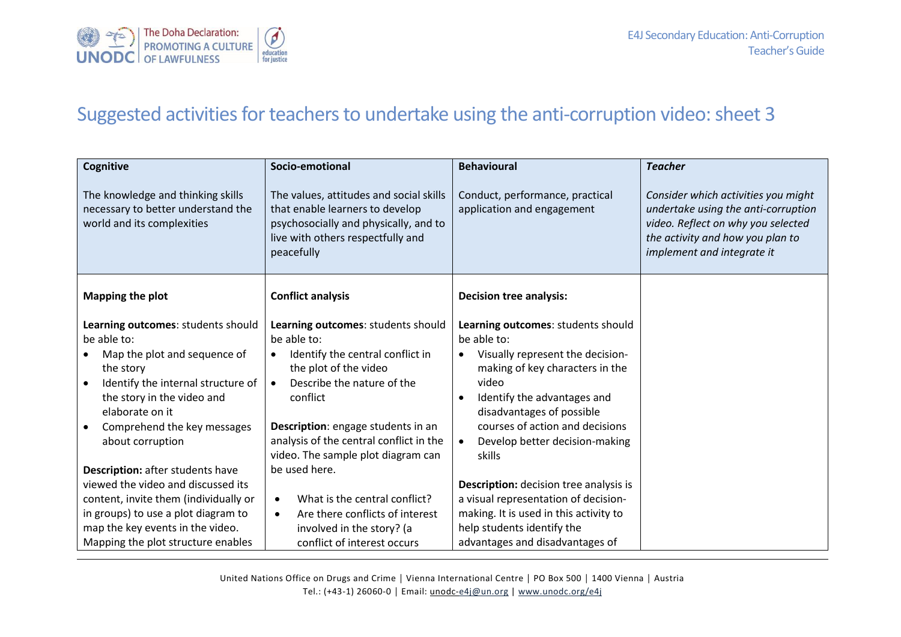# Suggested activities for teachers to undertake using the anti-corruption video: sheet 3

| **Cognitive**<br><br>The knowledge and thinking skills necessary to better understand the world and its complexities | **Socio-emotional**<br><br>The values, attitudes and social skills that enable learners to develop psychosocially and physically, and to live with others respectfully and peacefully | **Behavioural**<br><br>Conduct, performance, practical application and engagement | ***Teacher***<br><br>*Consider which activities you might undertake using the anti-corruption video. Reflect on why you selected the activity and how you plan to implement and integrate it* |
|---|---|---|---|
| **Mapping the plot**<br><br>**Learning outcomes**: students should be able to:<br>• Map the plot and sequence of the story<br>• Identify the internal structure of the story in the video and elaborate on it<br>• Comprehend the key messages about corruption<br><br>**Description:** after students have viewed the video and discussed its content, invite them (individually or in groups) to use a plot diagram to map the key events in the video. Mapping the plot structure enables | **Conflict analysis**<br><br>**Learning outcomes**: students should be able to:<br>• Identify the central conflict in the plot of the video<br>• Describe the nature of the conflict<br><br>**Description**: engage students in an analysis of the central conflict in the video. The sample plot diagram can be used here.<br><br>• What is the central conflict?<br>• Are there conflicts of interest involved in the story? (a conflict of interest occurs | **Decision tree analysis:**<br><br>**Learning outcomes**: students should be able to:<br>• Visually represent the decision-making of key characters in the video<br>• Identify the advantages and disadvantages of possible courses of action and decisions<br>• Develop better decision-making skills<br><br>**Description:** decision tree analysis is a visual representation of decision-making. It is used in this activity to help students identify the advantages and disadvantages of | |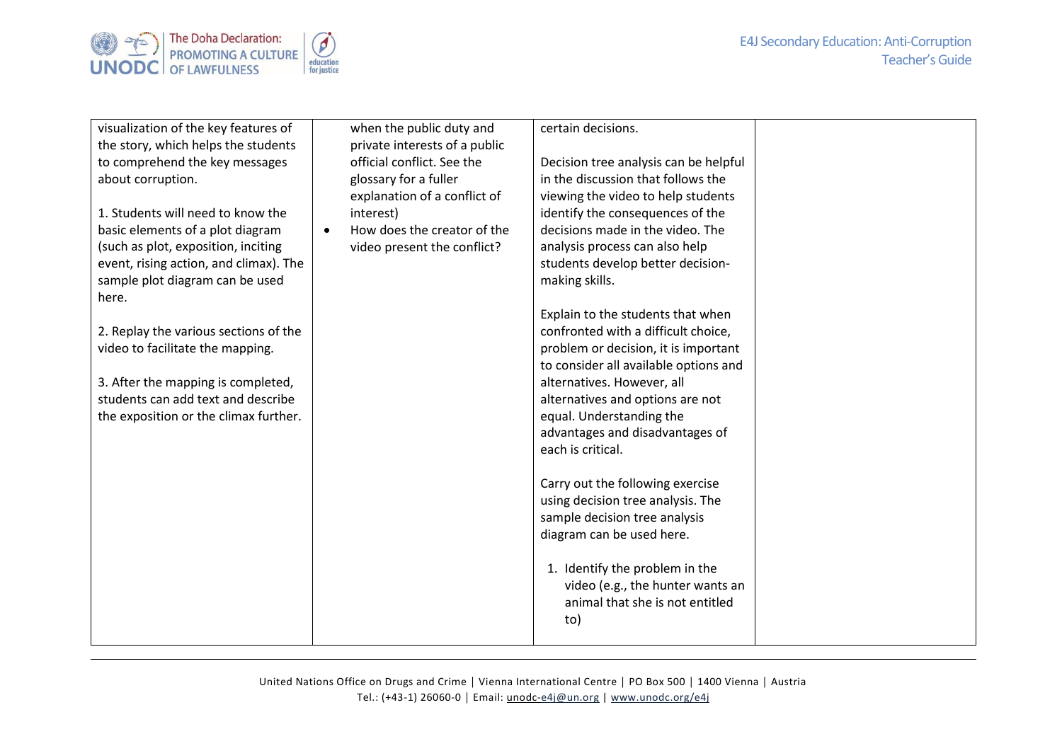| | | | |
|---|---|---|---|
| visualization of the key features of the story, which helps the students to comprehend the key messages about corruption.<br><br>1. Students will need to know the basic elements of a plot diagram (such as plot, exposition, inciting event, rising action, and climax). The sample plot diagram can be used here.<br><br>2. Replay the various sections of the video to facilitate the mapping.<br><br>3. After the mapping is completed, students can add text and describe the exposition or the climax further. | when the public duty and private interests of a public official conflict. See the glossary for a fuller explanation of a conflict of interest)<br>• How does the creator of the video present the conflict? | certain decisions.<br><br>Decision tree analysis can be helpful in the discussion that follows the viewing the video to help students identify the consequences of the decisions made in the video. The analysis process can also help students develop better decision-making skills.<br><br>Explain to the students that when confronted with a difficult choice, problem or decision, it is important to consider all available options and alternatives. However, all alternatives and options are not equal. Understanding the advantages and disadvantages of each is critical.<br><br>Carry out the following exercise using decision tree analysis. The sample decision tree analysis diagram can be used here.<br><br>1. Identify the problem in the video (e.g., the hunter wants an animal that she is not entitled to) | |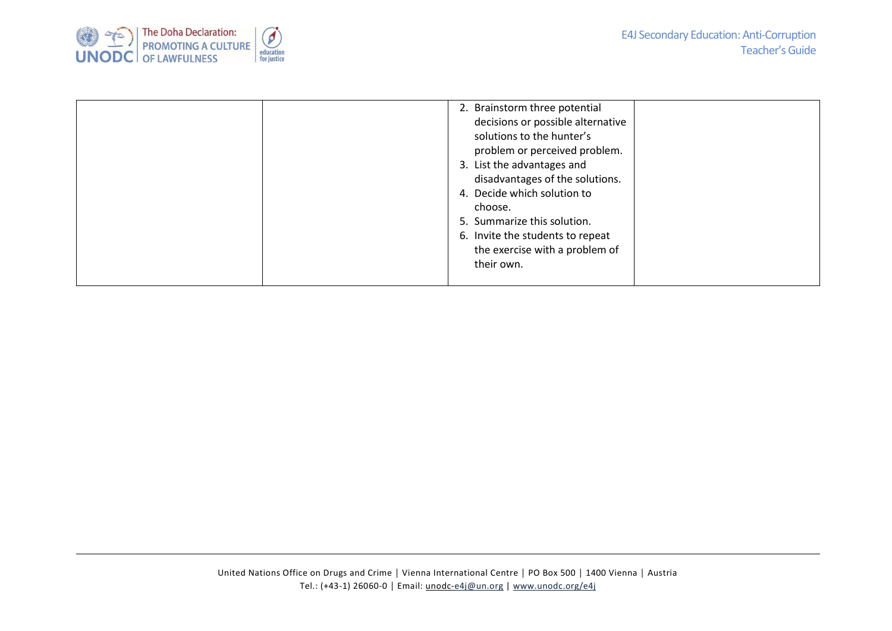| | | | |
|---|---|---|---|
| | | 2. Brainstorm three potential decisions or possible alternative solutions to the hunter's problem or perceived problem.<br>3. List the advantages and disadvantages of the solutions.<br>4. Decide which solution to choose.<br>5. Summarize this solution.<br>6. Invite the students to repeat the exercise with a problem of their own. | |